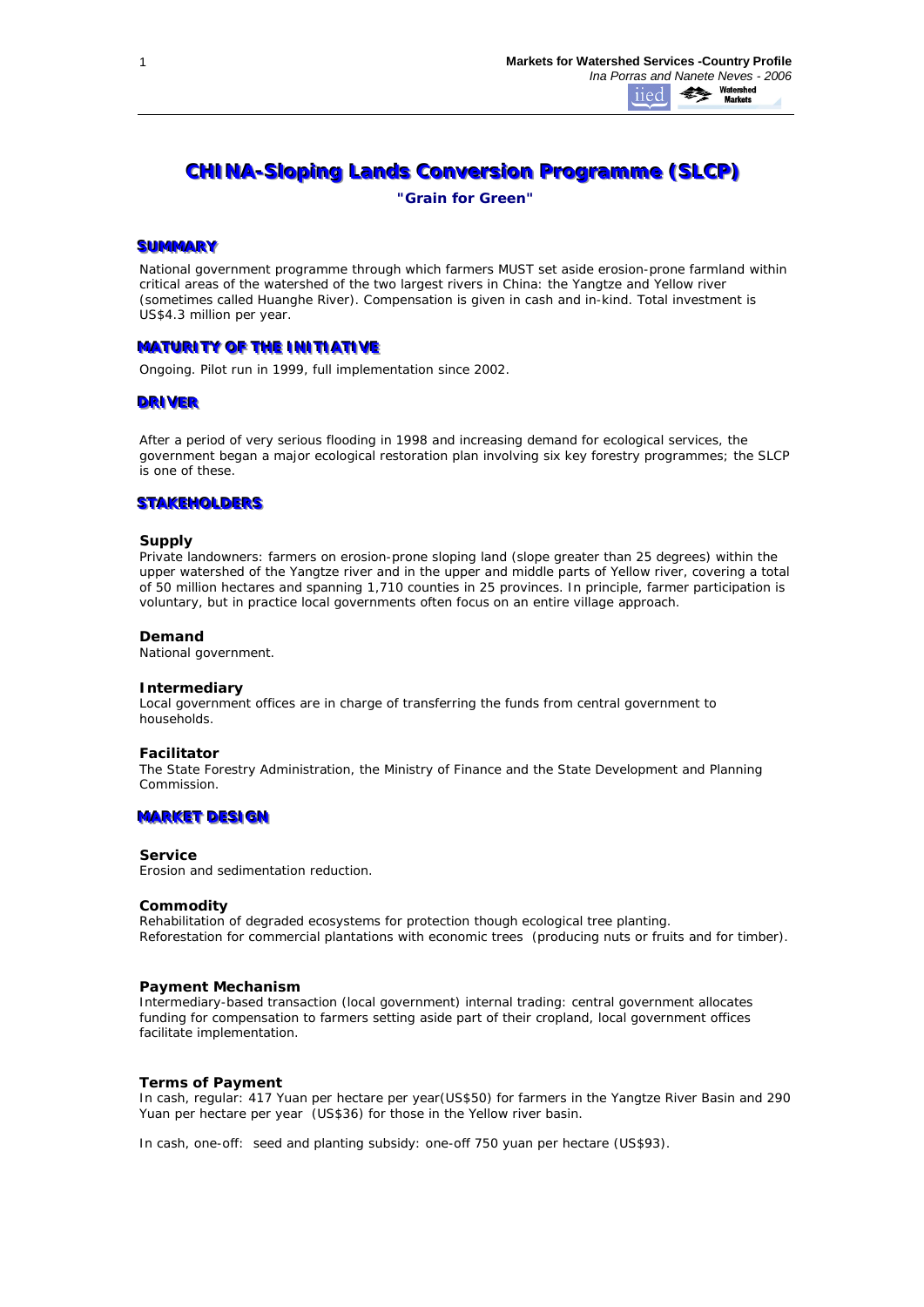# CHINA-Sloping Lands Conversion Programme (SLCP)

**"Grain for Green"**

## SUMMARY

National government programme through which farmers MUST set aside erosion-prone farmland within critical areas of the watershed of the two largest rivers in China: the Yangtze and Yellow river (sometimes called Huanghe River). Compensation is given in cash and in-kind. Total investment is US$4.3 million per year.

## MATURITY OF THE INITIATIVE

Ongoing. Pilot run in 1999, full implementation since 2002.

## DRIVER

After a period of very serious flooding in 1998 and increasing demand for ecological services, the government began a major ecological restoration plan involving six key forestry programmes; the SLCP is one of these.

## STAKEHOLDERS

### Supply

Private landowners: farmers on erosion-prone sloping land (slope greater than 25 degrees) within the upper watershed of the Yangtze river and in the upper and middle parts of Yellow river, covering a total of 50 million hectares and spanning 1,710 counties in 25 provinces. In principle, farmer participation is voluntary, but in practice local governments often focus on an entire village approach.

### Demand

National government.

### Intermediary

Local government offices are in charge of transferring the funds from central government to households.

### Facilitator

The State Forestry Administration, the Ministry of Finance and the State Development and Planning Commission.

## MARKET DESIGN

### Service

Erosion and sedimentation reduction.

### Commodity

Rehabilitation of degraded ecosystems for protection though ecological tree planting.
Reforestation for commercial plantations with economic trees (producing nuts or fruits and for timber).

### Payment Mechanism

Intermediary-based transaction (local government) internal trading: central government allocates funding for compensation to farmers setting aside part of their cropland, local government offices facilitate implementation.

### Terms of Payment

In cash, regular: 417 Yuan per hectare per year(US$50) for farmers in the Yangtze River Basin and 290 Yuan per hectare per year (US$36) for those in the Yellow river basin.

In cash, one-off: seed and planting subsidy: one-off 750 yuan per hectare (US$93).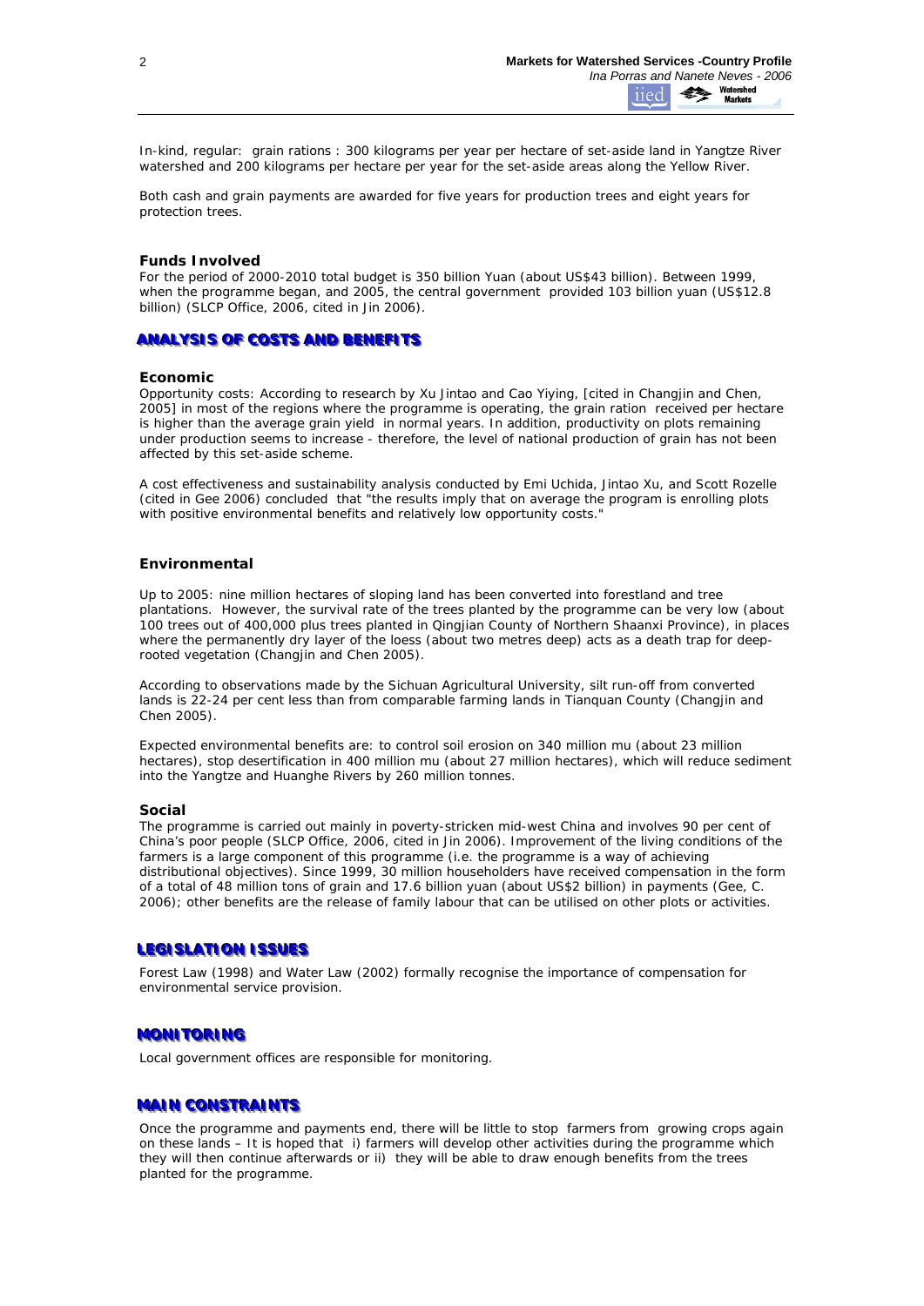In-kind, regular: grain rations : 300 kilograms per year per hectare of set-aside land in Yangtze River watershed and 200 kilograms per hectare per year for the set-aside areas along the Yellow River.

Both cash and grain payments are awarded for five years for production trees and eight years for protection trees.

### Funds Involved

For the period of 2000-2010 total budget is 350 billion Yuan (about US$43 billion). Between 1999, when the programme began, and 2005, the central government provided 103 billion yuan (US$12.8 billion) (SLCP Office, 2006, cited in Jin 2006).

## ANALYSIS OF COSTS AND BENEFITS

### Economic

Opportunity costs: According to research by Xu Jintao and Cao Yiying, [cited in Changjin and Chen, 2005] in most of the regions where the programme is operating, the grain ration received per hectare is higher than the average grain yield in normal years. In addition, productivity on plots remaining under production seems to increase - therefore, the level of national production of grain has not been affected by this set-aside scheme.

A cost effectiveness and sustainability analysis conducted by Emi Uchida, Jintao Xu, and Scott Rozelle (cited in Gee 2006) concluded that "the results imply that on average the program is enrolling plots with positive environmental benefits and relatively low opportunity costs."

### Environmental

Up to 2005: nine million hectares of sloping land has been converted into forestland and tree plantations. However, the survival rate of the trees planted by the programme can be very low (about 100 trees out of 400,000 plus trees planted in Qingjian County of Northern Shaanxi Province), in places where the permanently dry layer of the loess (about two metres deep) acts as a death trap for deep-rooted vegetation (Changjin and Chen 2005).

According to observations made by the Sichuan Agricultural University, silt run-off from converted lands is 22-24 per cent less than from comparable farming lands in Tianquan County (Changjin and Chen 2005).

Expected environmental benefits are: to control soil erosion on 340 million mu (about 23 million hectares), stop desertification in 400 million mu (about 27 million hectares), which will reduce sediment into the Yangtze and Huanghe Rivers by 260 million tonnes.

### Social

The programme is carried out mainly in poverty-stricken mid-west China and involves 90 per cent of China's poor people (SLCP Office, 2006, cited in Jin 2006). Improvement of the living conditions of the farmers is a large component of this programme (i.e. the programme is a way of achieving distributional objectives). Since 1999, 30 million householders have received compensation in the form of a total of 48 million tons of grain and 17.6 billion yuan (about US$2 billion) in payments (Gee, C. 2006); other benefits are the release of family labour that can be utilised on other plots or activities.

## LEGISLATION ISSUES

Forest Law (1998) and Water Law (2002) formally recognise the importance of compensation for environmental service provision.

## MONITORING

Local government offices are responsible for monitoring.

## MAIN CONSTRAINTS

Once the programme and payments end, there will be little to stop farmers from growing crops again on these lands – It is hoped that i) farmers will develop other activities during the programme which they will then continue afterwards or ii) they will be able to draw enough benefits from the trees planted for the programme.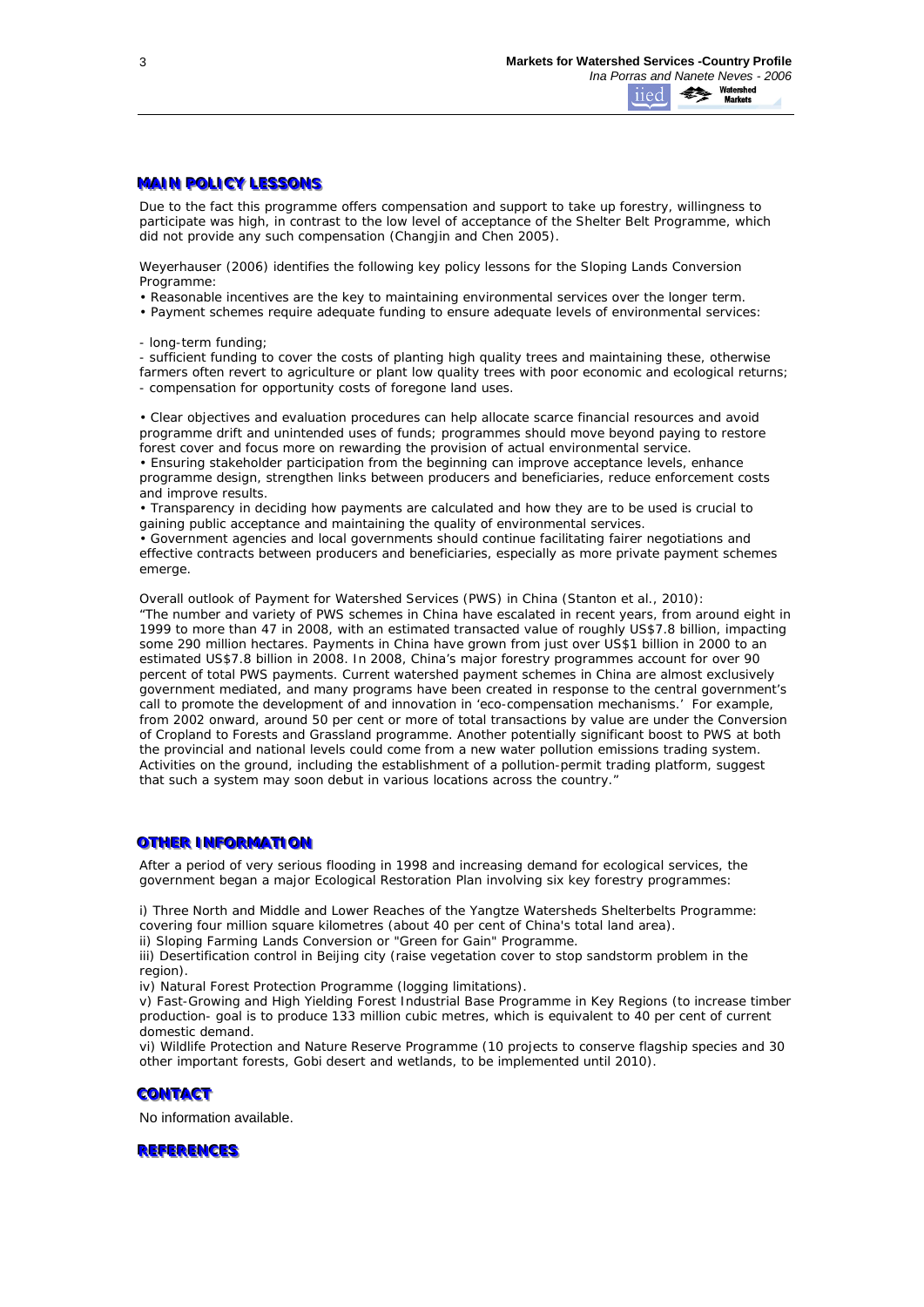## MAIN POLICY LESSONS

Due to the fact this programme offers compensation and support to take up forestry, willingness to participate was high, in contrast to the low level of acceptance of the Shelter Belt Programme, which did not provide any such compensation (Changjin and Chen 2005).

Weyerhauser (2006) identifies the following key policy lessons for the Sloping Lands Conversion Programme:

- Reasonable incentives are the key to maintaining environmental services over the longer term.
- Payment schemes require adequate funding to ensure adequate levels of environmental services:

- long-term funding;
- sufficient funding to cover the costs of planting high quality trees and maintaining these, otherwise farmers often revert to agriculture or plant low quality trees with poor economic and ecological returns;
- compensation for opportunity costs of foregone land uses.

- Clear objectives and evaluation procedures can help allocate scarce financial resources and avoid programme drift and unintended uses of funds; programmes should move beyond paying to restore forest cover and focus more on rewarding the provision of actual environmental service.
- Ensuring stakeholder participation from the beginning can improve acceptance levels, enhance programme design, strengthen links between producers and beneficiaries, reduce enforcement costs and improve results.
- Transparency in deciding how payments are calculated and how they are to be used is crucial to gaining public acceptance and maintaining the quality of environmental services.
- Government agencies and local governments should continue facilitating fairer negotiations and effective contracts between producers and beneficiaries, especially as more private payment schemes emerge.

Overall outlook of Payment for Watershed Services (PWS) in China (Stanton et al., 2010):
"The number and variety of PWS schemes in China have escalated in recent years, from around eight in 1999 to more than 47 in 2008, with an estimated transacted value of roughly US$7.8 billion, impacting some 290 million hectares. Payments in China have grown from just over US$1 billion in 2000 to an estimated US$7.8 billion in 2008. In 2008, China's major forestry programmes account for over 90 percent of total PWS payments. Current watershed payment schemes in China are almost exclusively government mediated, and many programs have been created in response to the central government's call to promote the development of and innovation in 'eco-compensation mechanisms.' For example, from 2002 onward, around 50 per cent or more of total transactions by value are under the Conversion of Cropland to Forests and Grassland programme. Another potentially significant boost to PWS at both the provincial and national levels could come from a new water pollution emissions trading system. Activities on the ground, including the establishment of a pollution-permit trading platform, suggest that such a system may soon debut in various locations across the country."

## OTHER INFORMATION

After a period of very serious flooding in 1998 and increasing demand for ecological services, the government began a major Ecological Restoration Plan involving six key forestry programmes:

i) Three North and Middle and Lower Reaches of the Yangtze Watersheds Shelterbelts Programme: covering four million square kilometres (about 40 per cent of China's total land area).
ii) Sloping Farming Lands Conversion or "Green for Gain" Programme.
iii) Desertification control in Beijing city (raise vegetation cover to stop sandstorm problem in the region).
iv) Natural Forest Protection Programme (logging limitations).
v) Fast-Growing and High Yielding Forest Industrial Base Programme in Key Regions (to increase timber production- goal is to produce 133 million cubic metres, which is equivalent to 40 per cent of current domestic demand.
vi) Wildlife Protection and Nature Reserve Programme (10 projects to conserve flagship species and 30 other important forests, Gobi desert and wetlands, to be implemented until 2010).

## CONTACT

No information available.

## REFERENCES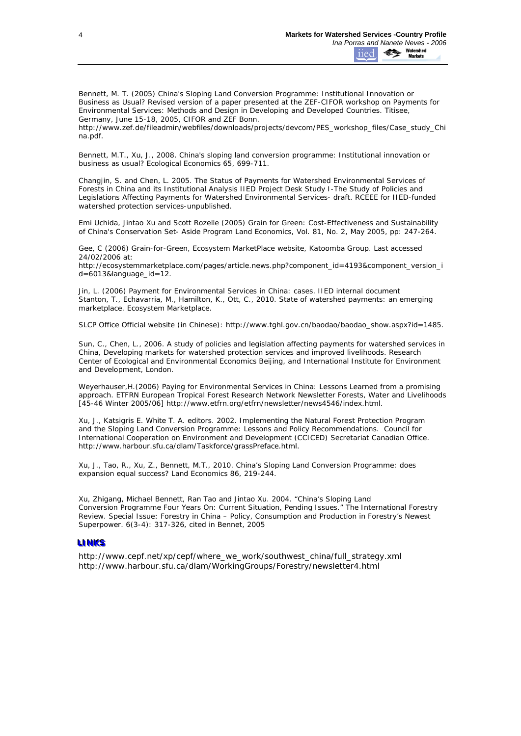Bennett, M. T. (2005) China's Sloping Land Conversion Programme: Institutional Innovation or Business as Usual? Revised version of a paper presented at the ZEF-CIFOR workshop on Payments for Environmental Services: Methods and Design in Developing and Developed Countries. Titisee, Germany, June 15-18, 2005, CIFOR and ZEF Bonn. http://www.zef.de/fileadmin/webfiles/downloads/projects/devcom/PES_workshop_files/Case_study_China.pdf.

Bennett, M.T., Xu, J., 2008. China's sloping land conversion programme: Institutional innovation or business as usual? Ecological Economics 65, 699-711.

Changjin, S. and Chen, L. 2005. The Status of Payments for Watershed Environmental Services of Forests in China and its Institutional Analysis IIED Project Desk Study I-The Study of Policies and Legislations Affecting Payments for Watershed Environmental Services- draft. RCEEE for IIED-funded watershed protection services-unpublished.

Emi Uchida, Jintao Xu and Scott Rozelle (2005) Grain for Green: Cost-Effectiveness and Sustainability of China's Conservation Set- Aside Program Land Economics, Vol. 81, No. 2, May 2005, pp: 247-264.

Gee, C (2006) Grain-for-Green, Ecosystem MarketPlace website, Katoomba Group. Last accessed 24/02/2006 at: http://ecosystemmarketplace.com/pages/article.news.php?component_id=4193&component_version_id=6013&language_id=12.

Jin, L. (2006) Payment for Environmental Services in China: cases. IIED internal document

Stanton, T., Echavarria, M., Hamilton, K., Ott, C., 2010. State of watershed payments: an emerging marketplace. Ecosystem Marketplace.

SLCP Office Official website (in Chinese): http://www.tghl.gov.cn/baodao/baodao_show.aspx?id=1485.

Sun, C., Chen, L., 2006. A study of policies and legislation affecting payments for watershed services in China, Developing markets for watershed protection services and improved livelihoods. Research Center of Ecological and Environmental Economics Beijing, and International Institute for Environment and Development, London.

Weyerhauser,H.(2006) Paying for Environmental Services in China: Lessons Learned from a promising approach. ETFRN European Tropical Forest Research Network Newsletter Forests, Water and Livelihoods [45-46 Winter 2005/06] http://www.etfrn.org/etfrn/newsletter/news4546/index.html.

Xu, J., Katsigris E. White T. A. editors. 2002. Implementing the Natural Forest Protection Program and the Sloping Land Conversion Programme: Lessons and Policy Recommendations. Council for International Cooperation on Environment and Development (CCICED) Secretariat Canadian Office. http://www.harbour.sfu.ca/dlam/Taskforce/grassPreface.html.

Xu, J., Tao, R., Xu, Z., Bennett, M.T., 2010. China's Sloping Land Conversion Programme: does expansion equal success? Land Economics 86, 219-244.

Xu, Zhigang, Michael Bennett, Ran Tao and Jintao Xu. 2004. "China's Sloping Land Conversion Programme Four Years On: Current Situation, Pending Issues." The International Forestry Review. Special Issue: Forestry in China – Policy, Consumption and Production in Forestry's Newest Superpower. 6(3-4): 317-326, cited in Bennet, 2005

## LINKS

http://www.cepf.net/xp/cepf/where_we_work/southwest_china/full_strategy.xml
http://www.harbour.sfu.ca/dlam/WorkingGroups/Forestry/newsletter4.html